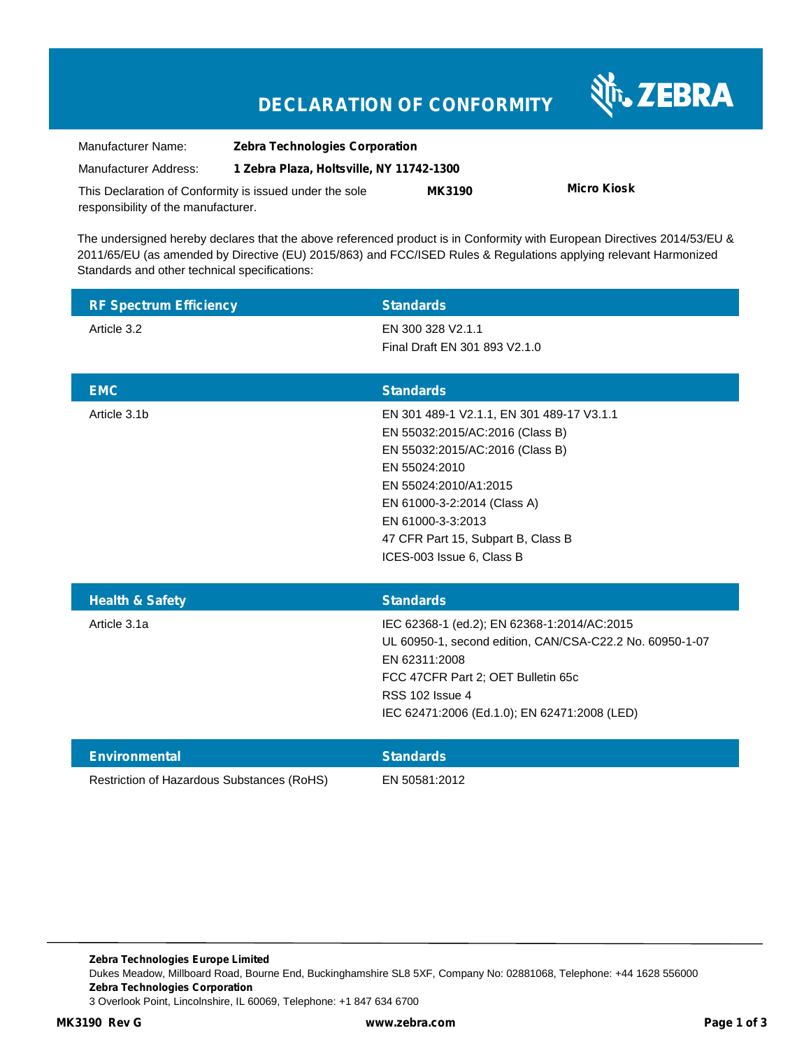# DECLARATION OF CONFORMITY

ZEBRA

| | |
|---|---|
| Manufacturer Name: | **Zebra Technologies Corporation** |
| Manufacturer Address: | **1 Zebra Plaza, Holtsville, NY 11742-1300** |

This Declaration of Conformity is issued under the sole responsibility of the manufacturer. **MK3190** **Micro Kiosk**

The undersigned hereby declares that the above referenced product is in Conformity with European Directives 2014/53/EU & 2011/65/EU (as amended by Directive (EU) 2015/863) and FCC/ISED Rules & Regulations applying relevant Harmonized Standards and other technical specifications:

| RF Spectrum Efficiency | Standards |
|---|---|
| Article 3.2 | EN 300 328 V2.1.1<br>Final Draft EN 301 893 V2.1.0 |

| EMC | Standards |
|---|---|
| Article 3.1b | EN 301 489-1 V2.1.1, EN 301 489-17 V3.1.1<br>EN 55032:2015/AC:2016 (Class B)<br>EN 55032:2015/AC:2016 (Class B)<br>EN 55024:2010<br>EN 55024:2010/A1:2015<br>EN 61000-3-2:2014 (Class A)<br>EN 61000-3-3:2013<br>47 CFR Part 15, Subpart B, Class B<br>ICES-003 Issue 6, Class B |

| Health & Safety | Standards |
|---|---|
| Article 3.1a | IEC 62368-1 (ed.2); EN 62368-1:2014/AC:2015<br>UL 60950-1, second edition, CAN/CSA-C22.2 No. 60950-1-07<br>EN 62311:2008<br>FCC 47CFR Part 2; OET Bulletin 65c<br>RSS 102 Issue 4<br>IEC 62471:2006 (Ed.1.0); EN 62471:2008 (LED) |

| Environmental | Standards |
|---|---|
| Restriction of Hazardous Substances (RoHS) | EN 50581:2012 |

**Zebra Technologies Europe Limited**
Dukes Meadow, Millboard Road, Bourne End, Buckinghamshire SL8 5XF, Company No: 02881068, Telephone: +44 1628 556000
**Zebra Technologies Corporation**
3 Overlook Point, Lincolnshire, IL 60069, Telephone: +1 847 634 6700

**MK3190 Rev G** **www.zebra.com**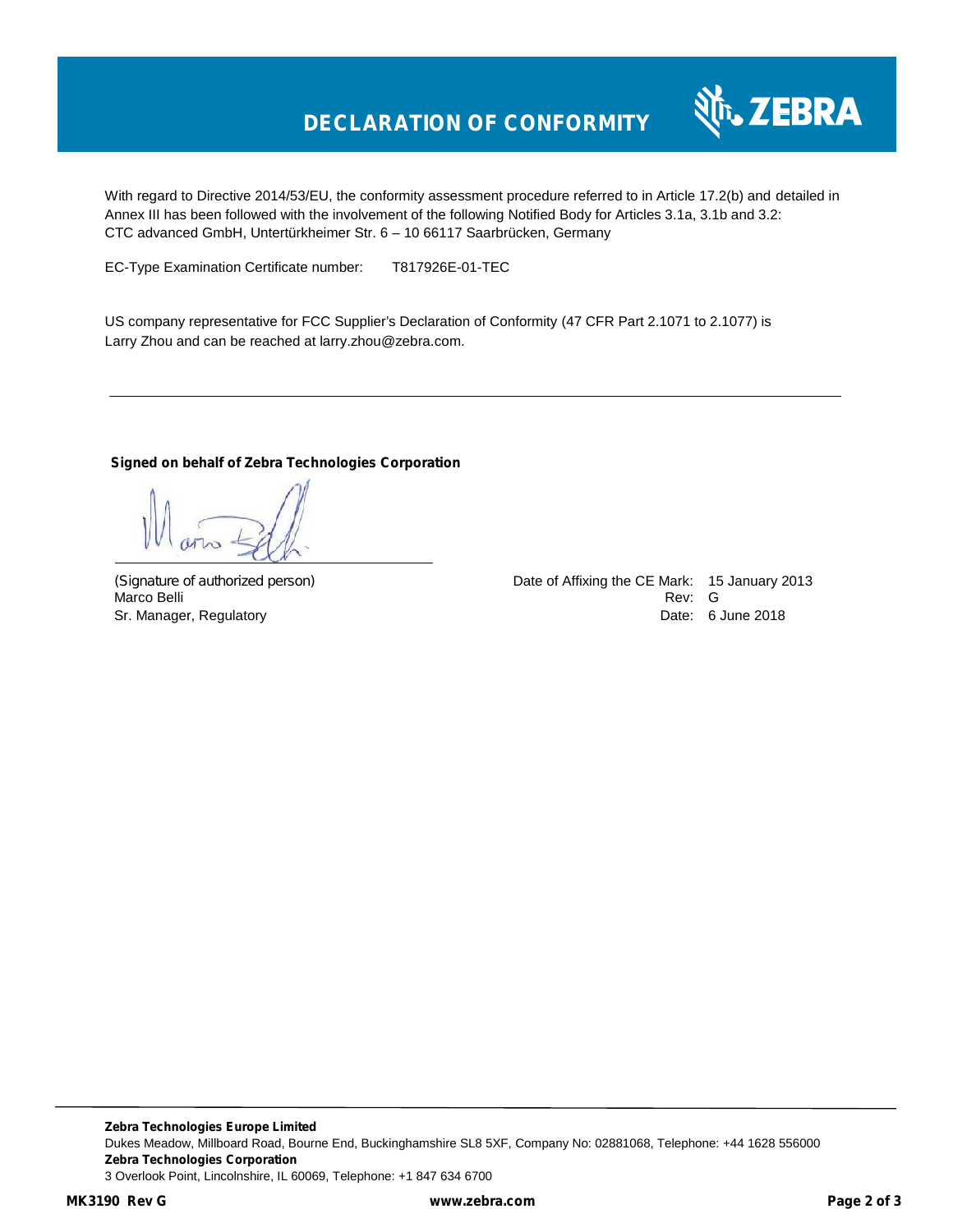# DECLARATION OF CONFORMITY

With regard to Directive 2014/53/EU, the conformity assessment procedure referred to in Article 17.2(b) and detailed in Annex III has been followed with the involvement of the following Notified Body for Articles 3.1a, 3.1b and 3.2:
CTC advanced GmbH, Untertürkheimer Str. 6 – 10 66117 Saarbrücken, Germany

EC-Type Examination Certificate number: T817926E-01-TEC

US company representative for FCC Supplier's Declaration of Conformity (47 CFR Part 2.1071 to 2.1077) is Larry Zhou and can be reached at larry.zhou@zebra.com.

---

**Signed on behalf of Zebra Technologies Corporation**

(Signature of authorized person)
Marco Belli
Sr. Manager, Regulatory

Date of Affixing the CE Mark: 15 January 2013
Rev: G
Date: 6 June 2018

---

**Zebra Technologies Europe Limited**
Dukes Meadow, Millboard Road, Bourne End, Buckinghamshire SL8 5XF, Company No: 02881068, Telephone: +44 1628 556000
**Zebra Technologies Corporation**
3 Overlook Point, Lincolnshire, IL 60069, Telephone: +1 847 634 6700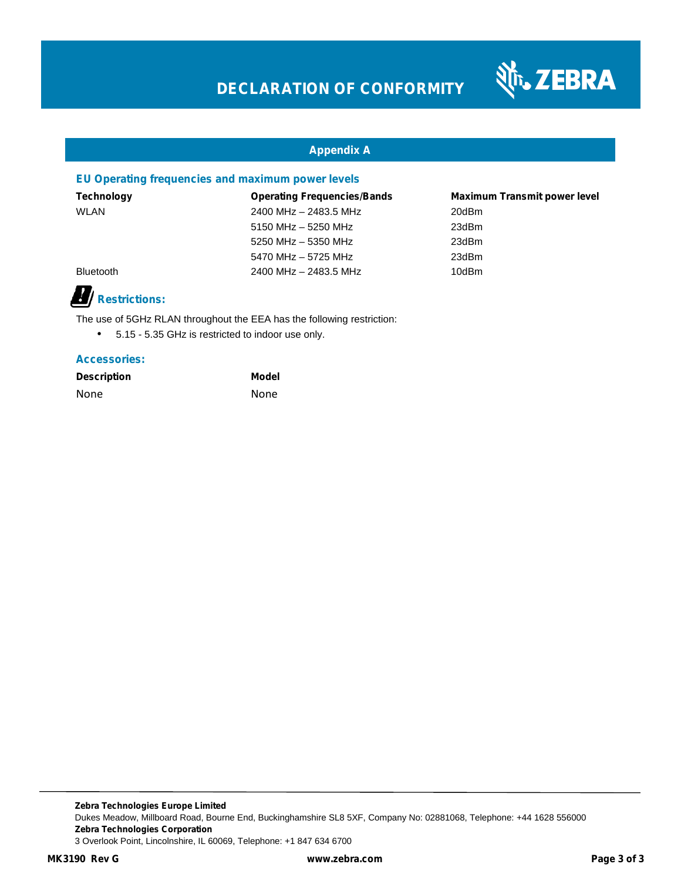# DECLARATION OF CONFORMITY

## Appendix A

### EU Operating frequencies and maximum power levels

| Technology | Operating Frequencies/Bands | Maximum Transmit power level |
|---|---|---|
| WLAN | 2400 MHz – 2483.5 MHz | 20dBm |
| | 5150 MHz – 5250 MHz | 23dBm |
| | 5250 MHz – 5350 MHz | 23dBm |
| | 5470 MHz – 5725 MHz | 23dBm |
| Bluetooth | 2400 MHz – 2483.5 MHz | 10dBm |

### Restrictions:

The use of 5GHz RLAN throughout the EEA has the following restriction:

- 5.15 - 5.35 GHz is restricted to indoor use only.

### Accessories:

| Description | Model |
|---|---|
| None | None |

**Zebra Technologies Europe Limited**
Dukes Meadow, Millboard Road, Bourne End, Buckinghamshire SL8 5XF, Company No: 02881068, Telephone: +44 1628 556000
**Zebra Technologies Corporation**
3 Overlook Point, Lincolnshire, IL 60069, Telephone: +1 847 634 6700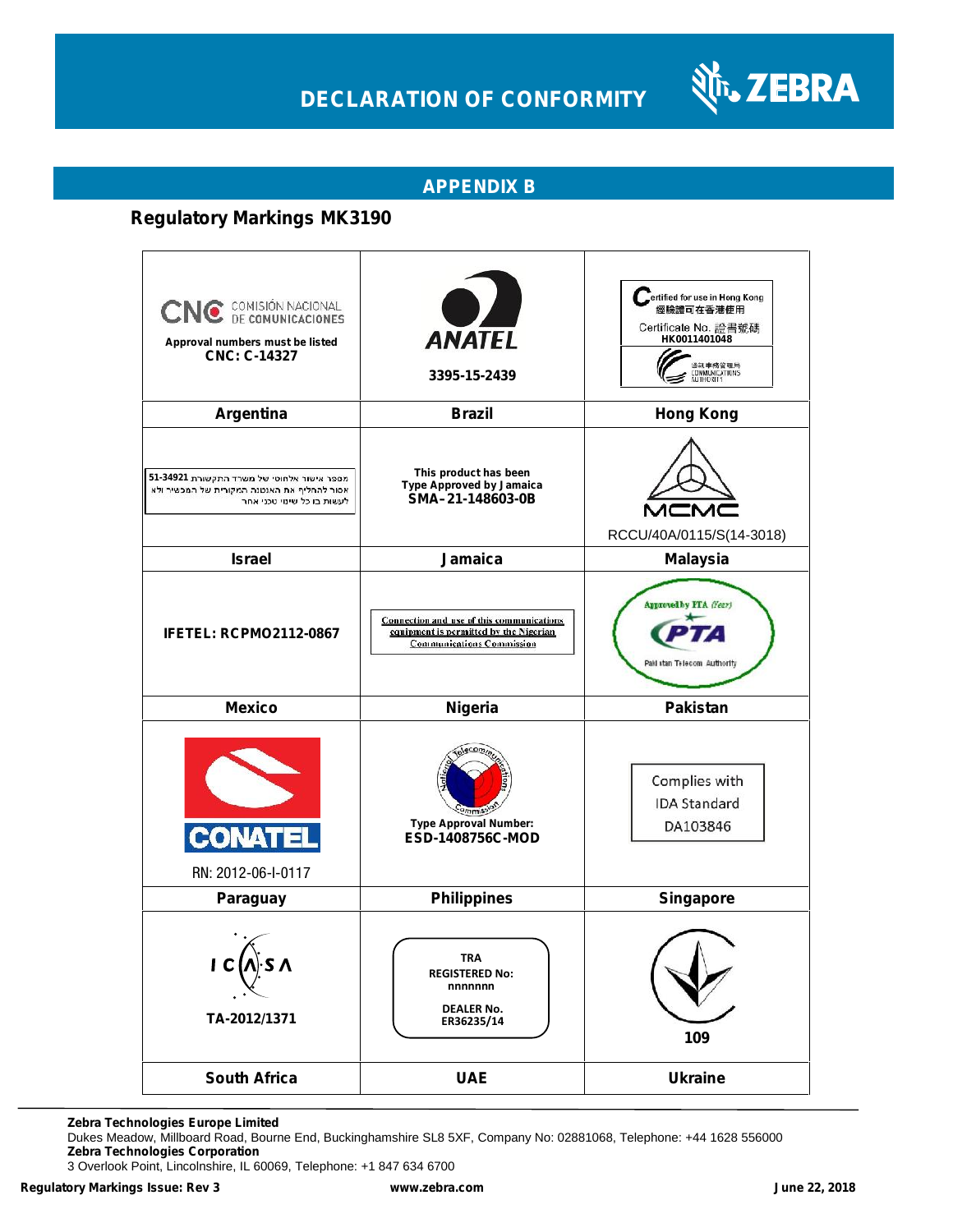# DECLARATION OF CONFORMITY

## APPENDIX B

### Regulatory Markings MK3190

| | | |
|---|---|---|
| CNC COMISIÓN NACIONAL DE COMUNICACIONES<br>Approval numbers must be listed<br>**CNC: C-14327** | ANATEL<br>**3395-15-2439** | Certified for use in Hong Kong 經驗證可在香港使用<br>Certificate No. 證書號碼<br>**HK0011401048**<br>通訊事務管理局 COMMUNICATIONS AUTHORITY |
| **Argentina** | **Brazil** | **Hong Kong** |
| מספר אישור אלחוטי של משרד התקשורת **51-34921** אסור להחליף את האנטנה המקורית של המכשיר ולא לעשות בו כל שינוי טכני אחר | This product has been Type Approved by Jamaica<br>**SMA-21-148603-0B** | MCMC<br>RCCU/40A/0115/S(14-3018) |
| **Israel** | **Jamaica** | **Malaysia** |
| **IFETEL: RCPMO2112-0867** | Connection and use of this communications equipment is permitted by the Nigerian Communications Commission | Approved by PTA (Year)<br>PTA<br>Pakistan Telecom Authority |
| **Mexico** | **Nigeria** | **Pakistan** |
| CONATEL<br>RN: 2012-06-I-0117 | National Telecommunications Commission<br>**Type Approval Number:**<br>**ESD-1408756C-MOD** | Complies with IDA Standard DA103846 |
| **Paraguay** | **Philippines** | **Singapore** |
| ICASA<br>**TA-2012/1371** | **TRA REGISTERED No: nnnnnnn**<br>**DEALER No. ER36235/14** | **109** |
| **South Africa** | **UAE** | **Ukraine** |

**Zebra Technologies Europe Limited**
Dukes Meadow, Millboard Road, Bourne End, Buckinghamshire SL8 5XF, Company No: 02881068, Telephone: +44 1628 556000
**Zebra Technologies Corporation**
3 Overlook Point, Lincolnshire, IL 60069, Telephone: +1 847 634 6700

**Regulatory Markings Issue: Rev 3** **www.zebra.com** **June 22, 2018**